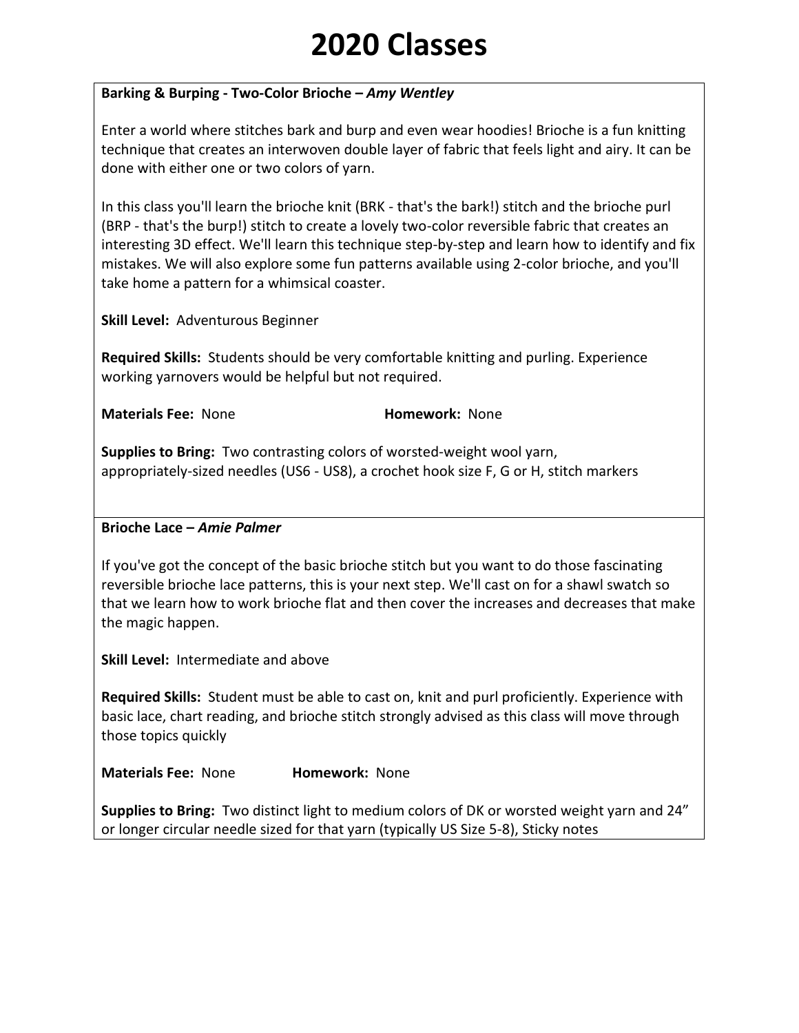# 2020 Classes

**Barking & Burping - Two-Color Brioche –** ***Amy Wentley***

Enter a world where stitches bark and burp and even wear hoodies! Brioche is a fun knitting technique that creates an interwoven double layer of fabric that feels light and airy. It can be done with either one or two colors of yarn.

In this class you'll learn the brioche knit (BRK - that's the bark!) stitch and the brioche purl (BRP - that's the burp!) stitch to create a lovely two-color reversible fabric that creates an interesting 3D effect. We'll learn this technique step-by-step and learn how to identify and fix mistakes. We will also explore some fun patterns available using 2-color brioche, and you'll take home a pattern for a whimsical coaster.

**Skill Level:** Adventurous Beginner

**Required Skills:** Students should be very comfortable knitting and purling. Experience working yarnovers would be helpful but not required.

**Materials Fee:** None **Homework:** None

**Supplies to Bring:** Two contrasting colors of worsted-weight wool yarn, appropriately-sized needles (US6 - US8), a crochet hook size F, G or H, stitch markers

**Brioche Lace –** ***Amie Palmer***

If you've got the concept of the basic brioche stitch but you want to do those fascinating reversible brioche lace patterns, this is your next step. We'll cast on for a shawl swatch so that we learn how to work brioche flat and then cover the increases and decreases that make the magic happen.

**Skill Level:** Intermediate and above

**Required Skills:** Student must be able to cast on, knit and purl proficiently. Experience with basic lace, chart reading, and brioche stitch strongly advised as this class will move through those topics quickly

**Materials Fee:** None **Homework:** None

**Supplies to Bring:** Two distinct light to medium colors of DK or worsted weight yarn and 24" or longer circular needle sized for that yarn (typically US Size 5-8), Sticky notes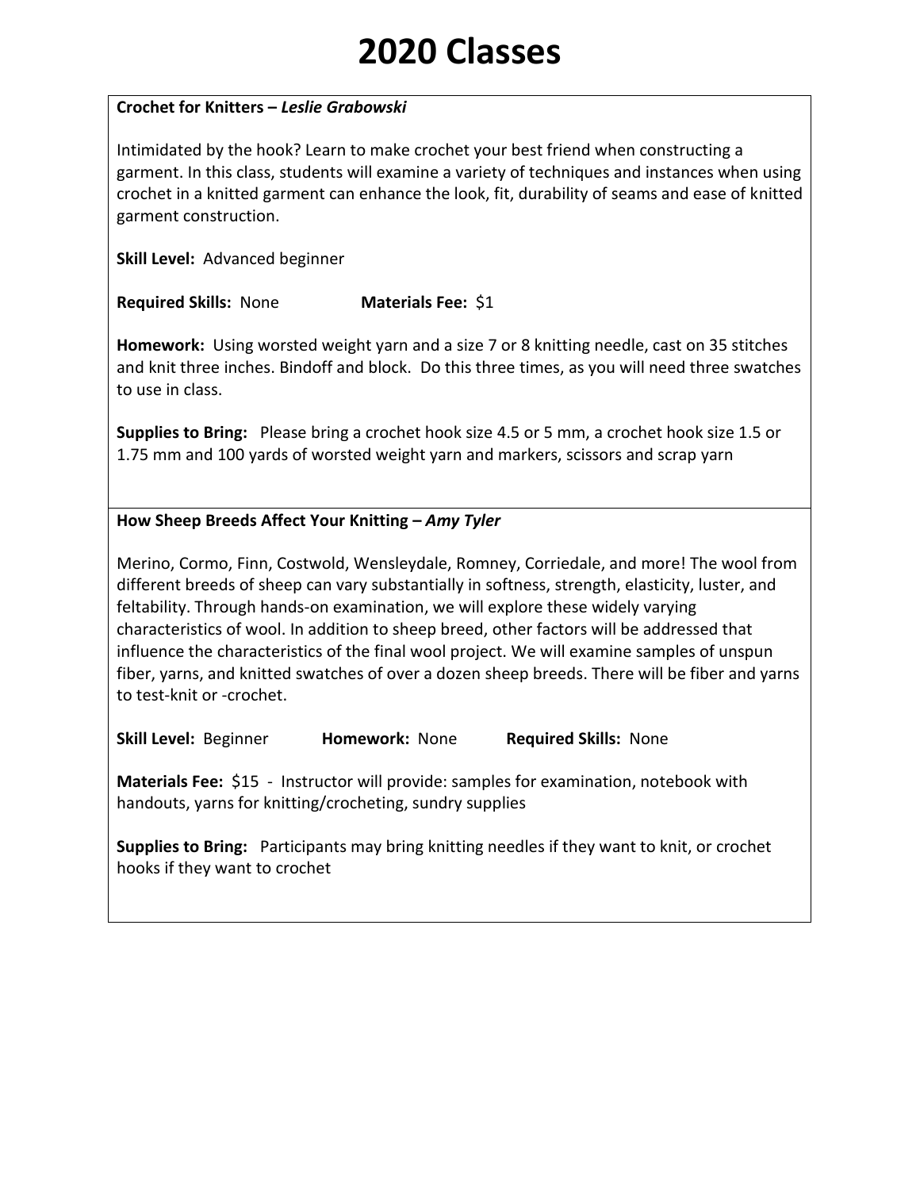# 2020 Classes

**Crochet for Knitters –** ***Leslie Grabowski***

Intimidated by the hook? Learn to make crochet your best friend when constructing a garment. In this class, students will examine a variety of techniques and instances when using crochet in a knitted garment can enhance the look, fit, durability of seams and ease of knitted garment construction.

**Skill Level:** Advanced beginner

**Required Skills:** None **Materials Fee:** $1

**Homework:** Using worsted weight yarn and a size 7 or 8 knitting needle, cast on 35 stitches and knit three inches. Bindoff and block. Do this three times, as you will need three swatches to use in class.

**Supplies to Bring:** Please bring a crochet hook size 4.5 or 5 mm, a crochet hook size 1.5 or 1.75 mm and 100 yards of worsted weight yarn and markers, scissors and scrap yarn

---

**How Sheep Breeds Affect Your Knitting –** ***Amy Tyler***

Merino, Cormo, Finn, Costwold, Wensleydale, Romney, Corriedale, and more! The wool from different breeds of sheep can vary substantially in softness, strength, elasticity, luster, and feltability. Through hands-on examination, we will explore these widely varying characteristics of wool. In addition to sheep breed, other factors will be addressed that influence the characteristics of the final wool project. We will examine samples of unspun fiber, yarns, and knitted swatches of over a dozen sheep breeds. There will be fiber and yarns to test-knit or -crochet.

**Skill Level:** Beginner **Homework:** None **Required Skills:** None

**Materials Fee:** $15 - Instructor will provide: samples for examination, notebook with handouts, yarns for knitting/crocheting, sundry supplies

**Supplies to Bring:** Participants may bring knitting needles if they want to knit, or crochet hooks if they want to crochet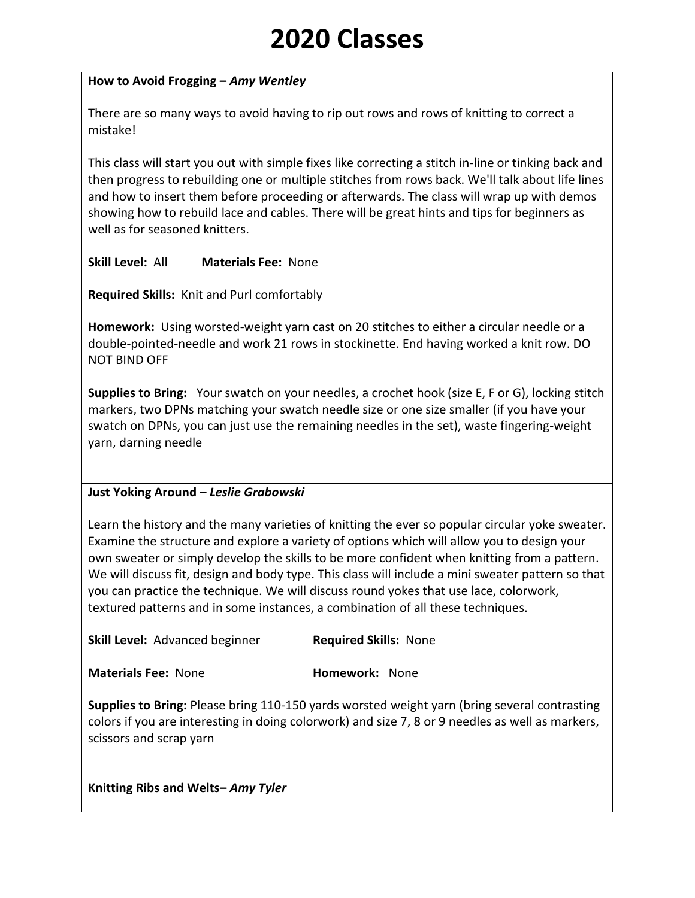# 2020 Classes

**How to Avoid Frogging –** ***Amy Wentley***

There are so many ways to avoid having to rip out rows and rows of knitting to correct a mistake!

This class will start you out with simple fixes like correcting a stitch in-line or tinking back and then progress to rebuilding one or multiple stitches from rows back. We'll talk about life lines and how to insert them before proceeding or afterwards. The class will wrap up with demos showing how to rebuild lace and cables. There will be great hints and tips for beginners as well as for seasoned knitters.

**Skill Level:** All **Materials Fee:** None

**Required Skills:** Knit and Purl comfortably

**Homework:** Using worsted-weight yarn cast on 20 stitches to either a circular needle or a double-pointed-needle and work 21 rows in stockinette. End having worked a knit row. DO NOT BIND OFF

**Supplies to Bring:** Your swatch on your needles, a crochet hook (size E, F or G), locking stitch markers, two DPNs matching your swatch needle size or one size smaller (if you have your swatch on DPNs, you can just use the remaining needles in the set), waste fingering-weight yarn, darning needle

**Just Yoking Around –** ***Leslie Grabowski***

Learn the history and the many varieties of knitting the ever so popular circular yoke sweater. Examine the structure and explore a variety of options which will allow you to design your own sweater or simply develop the skills to be more confident when knitting from a pattern. We will discuss fit, design and body type. This class will include a mini sweater pattern so that you can practice the technique. We will discuss round yokes that use lace, colorwork, textured patterns and in some instances, a combination of all these techniques.

**Skill Level:** Advanced beginner **Required Skills:** None

**Materials Fee:** None **Homework:** None

**Supplies to Bring:** Please bring 110-150 yards worsted weight yarn (bring several contrasting colors if you are interesting in doing colorwork) and size 7, 8 or 9 needles as well as markers, scissors and scrap yarn

**Knitting Ribs and Welts–** ***Amy Tyler***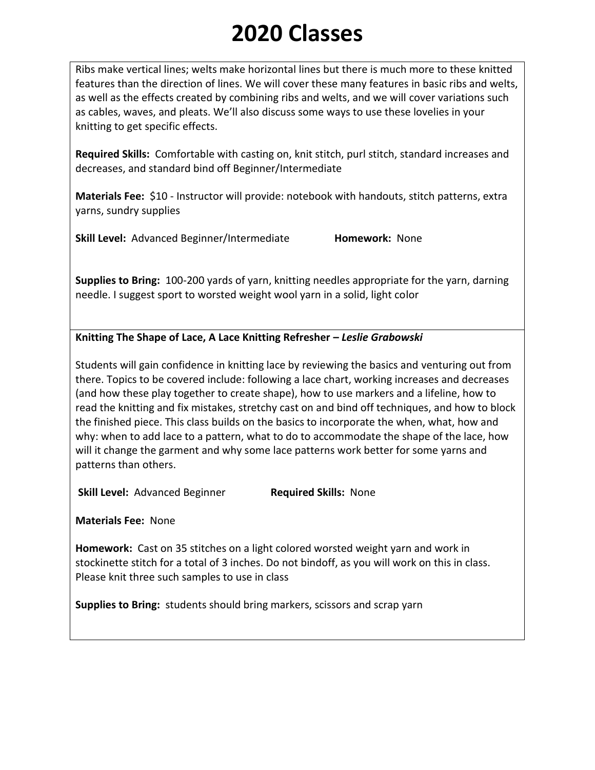# 2020 Classes

Ribs make vertical lines; welts make horizontal lines but there is much more to these knitted features than the direction of lines. We will cover these many features in basic ribs and welts, as well as the effects created by combining ribs and welts, and we will cover variations such as cables, waves, and pleats. We'll also discuss some ways to use these lovelies in your knitting to get specific effects.

**Required Skills:** Comfortable with casting on, knit stitch, purl stitch, standard increases and decreases, and standard bind off Beginner/Intermediate

**Materials Fee:** $10 - Instructor will provide: notebook with handouts, stitch patterns, extra yarns, sundry supplies

**Skill Level:** Advanced Beginner/Intermediate **Homework:** None

**Supplies to Bring:** 100-200 yards of yarn, knitting needles appropriate for the yarn, darning needle. I suggest sport to worsted weight wool yarn in a solid, light color

**Knitting The Shape of Lace, A Lace Knitting Refresher –** ***Leslie Grabowski***

Students will gain confidence in knitting lace by reviewing the basics and venturing out from there. Topics to be covered include: following a lace chart, working increases and decreases (and how these play together to create shape), how to use markers and a lifeline, how to read the knitting and fix mistakes, stretchy cast on and bind off techniques, and how to block the finished piece. This class builds on the basics to incorporate the when, what, how and why: when to add lace to a pattern, what to do to accommodate the shape of the lace, how will it change the garment and why some lace patterns work better for some yarns and patterns than others.

**Skill Level:** Advanced Beginner **Required Skills:** None

**Materials Fee:** None

**Homework:** Cast on 35 stitches on a light colored worsted weight yarn and work in stockinette stitch for a total of 3 inches. Do not bindoff, as you will work on this in class. Please knit three such samples to use in class

**Supplies to Bring:** students should bring markers, scissors and scrap yarn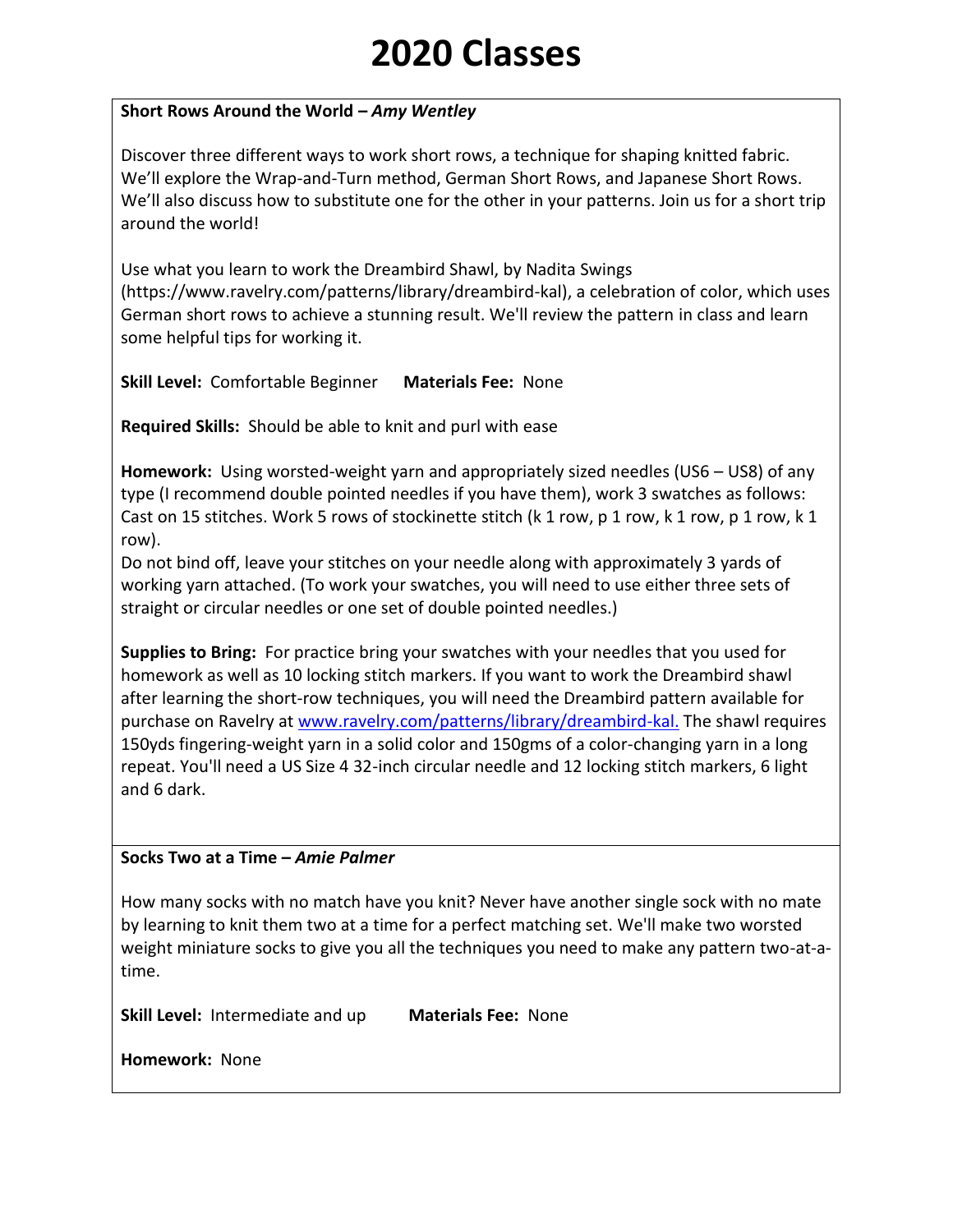# 2020 Classes

**Short Rows Around the World –** ***Amy Wentley***

Discover three different ways to work short rows, a technique for shaping knitted fabric. We'll explore the Wrap-and-Turn method, German Short Rows, and Japanese Short Rows. We'll also discuss how to substitute one for the other in your patterns. Join us for a short trip around the world!

Use what you learn to work the Dreambird Shawl, by Nadita Swings (https://www.ravelry.com/patterns/library/dreambird-kal), a celebration of color, which uses German short rows to achieve a stunning result. We'll review the pattern in class and learn some helpful tips for working it.

**Skill Level:** Comfortable Beginner **Materials Fee:** None

**Required Skills:** Should be able to knit and purl with ease

**Homework:** Using worsted-weight yarn and appropriately sized needles (US6 – US8) of any type (I recommend double pointed needles if you have them), work 3 swatches as follows: Cast on 15 stitches. Work 5 rows of stockinette stitch (k 1 row, p 1 row, k 1 row, p 1 row, k 1 row).
Do not bind off, leave your stitches on your needle along with approximately 3 yards of working yarn attached. (To work your swatches, you will need to use either three sets of straight or circular needles or one set of double pointed needles.)

**Supplies to Bring:** For practice bring your swatches with your needles that you used for homework as well as 10 locking stitch markers. If you want to work the Dreambird shawl after learning the short-row techniques, you will need the Dreambird pattern available for purchase on Ravelry at [www.ravelry.com/patterns/library/dreambird-kal.](www.ravelry.com/patterns/library/dreambird-kal) The shawl requires 150yds fingering-weight yarn in a solid color and 150gms of a color-changing yarn in a long repeat. You'll need a US Size 4 32-inch circular needle and 12 locking stitch markers, 6 light and 6 dark.

**Socks Two at a Time –** ***Amie Palmer***

How many socks with no match have you knit? Never have another single sock with no mate by learning to knit them two at a time for a perfect matching set. We'll make two worsted weight miniature socks to give you all the techniques you need to make any pattern two-at-a-time.

**Skill Level:** Intermediate and up **Materials Fee:** None

**Homework:** None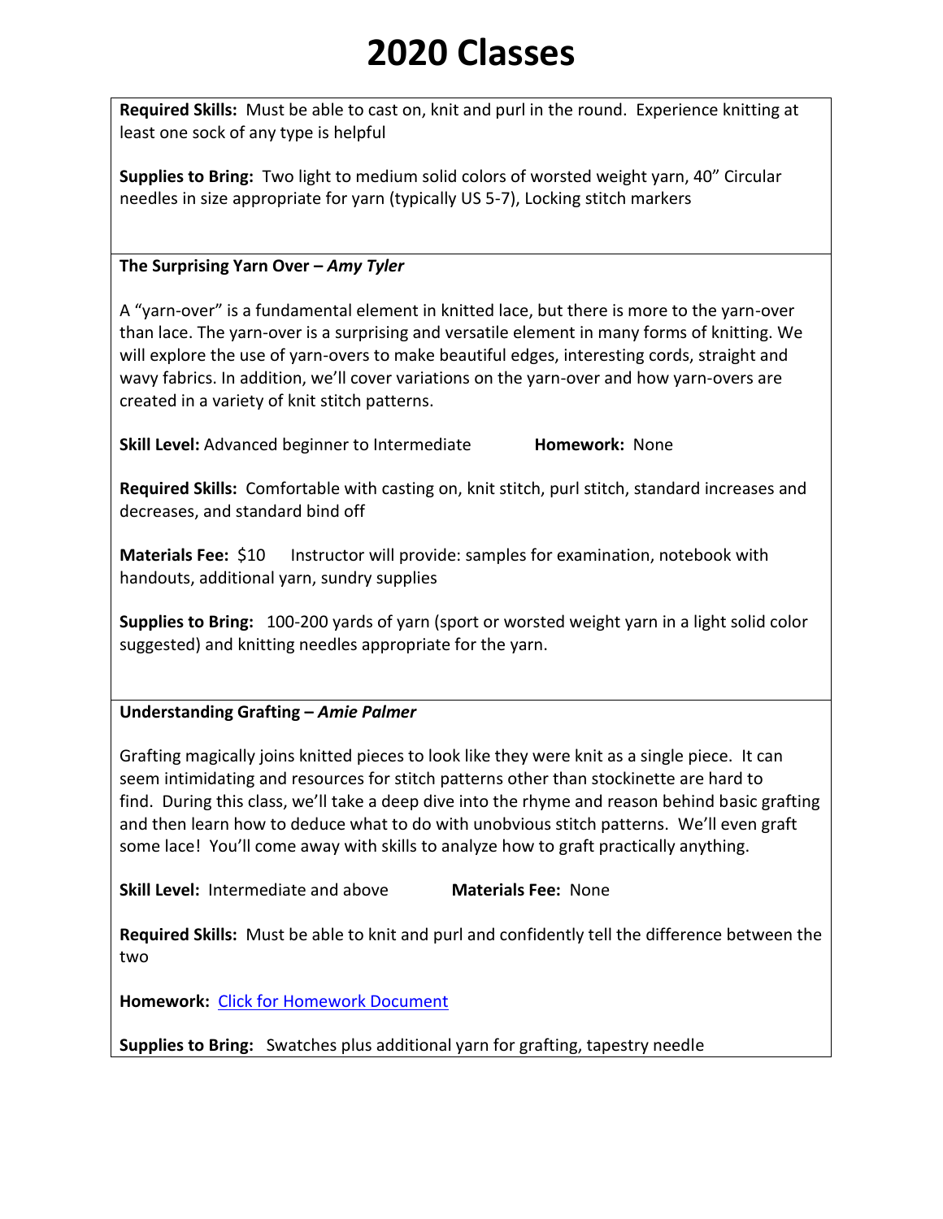# 2020 Classes

**Required Skills:** Must be able to cast on, knit and purl in the round. Experience knitting at least one sock of any type is helpful

**Supplies to Bring:** Two light to medium solid colors of worsted weight yarn, 40" Circular needles in size appropriate for yarn (typically US 5-7), Locking stitch markers

**The Surprising Yarn Over –** ***Amy Tyler***

A "yarn-over" is a fundamental element in knitted lace, but there is more to the yarn-over than lace. The yarn-over is a surprising and versatile element in many forms of knitting. We will explore the use of yarn-overs to make beautiful edges, interesting cords, straight and wavy fabrics. In addition, we'll cover variations on the yarn-over and how yarn-overs are created in a variety of knit stitch patterns.

**Skill Level:** Advanced beginner to Intermediate **Homework:** None

**Required Skills:** Comfortable with casting on, knit stitch, purl stitch, standard increases and decreases, and standard bind off

**Materials Fee:** $10 Instructor will provide: samples for examination, notebook with handouts, additional yarn, sundry supplies

**Supplies to Bring:** 100-200 yards of yarn (sport or worsted weight yarn in a light solid color suggested) and knitting needles appropriate for the yarn.

**Understanding Grafting –** ***Amie Palmer***

Grafting magically joins knitted pieces to look like they were knit as a single piece. It can seem intimidating and resources for stitch patterns other than stockinette are hard to find. During this class, we'll take a deep dive into the rhyme and reason behind basic grafting and then learn how to deduce what to do with unobvious stitch patterns. We'll even graft some lace! You'll come away with skills to analyze how to graft practically anything.

**Skill Level:** Intermediate and above **Materials Fee:** None

**Required Skills:** Must be able to knit and purl and confidently tell the difference between the two

**Homework:** Click for Homework Document

**Supplies to Bring:** Swatches plus additional yarn for grafting, tapestry needle